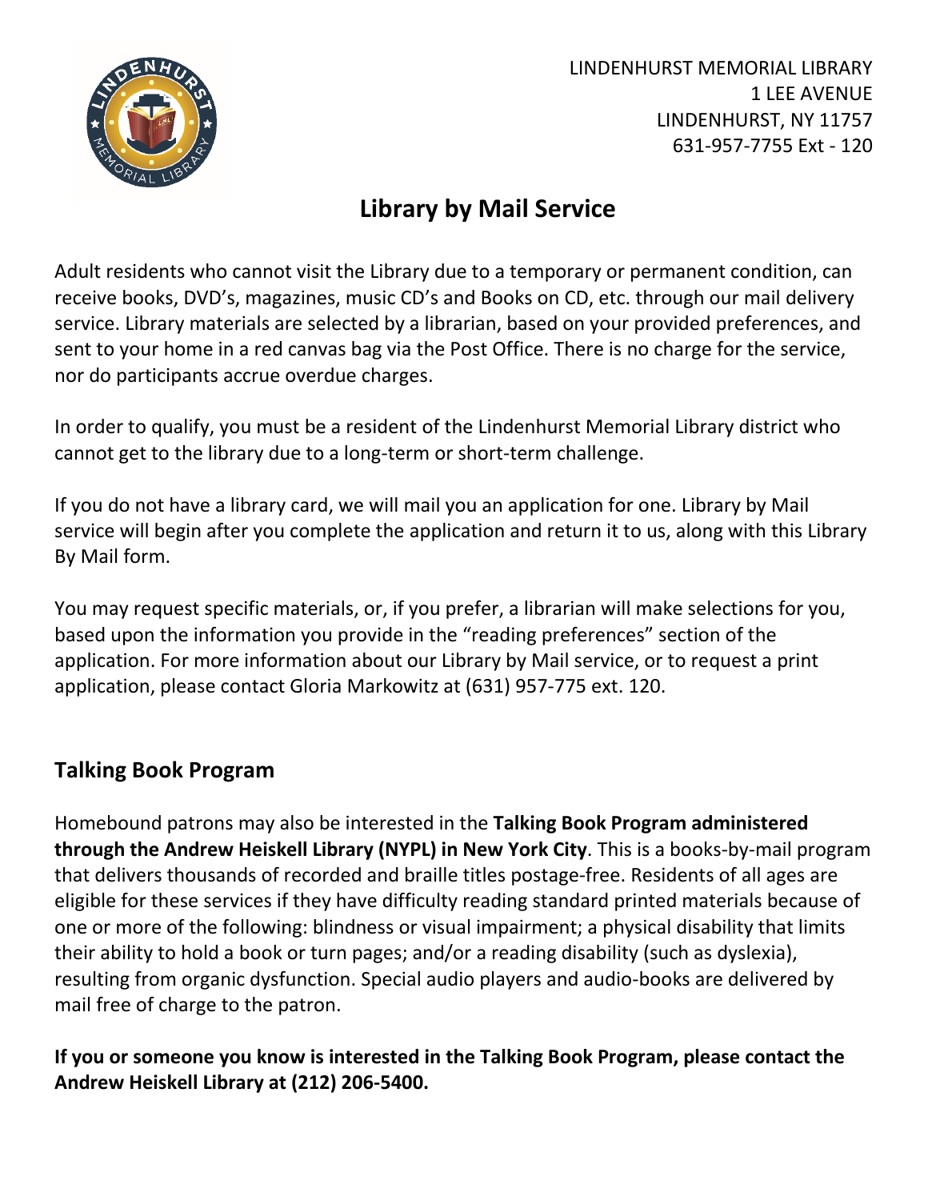LINDENHURST MEMORIAL LIBRARY
1 LEE AVENUE
LINDENHURST, NY 11757
631-957-7755 Ext - 120

# Library by Mail Service

Adult residents who cannot visit the Library due to a temporary or permanent condition, can receive books, DVD's, magazines, music CD's and Books on CD, etc. through our mail delivery service. Library materials are selected by a librarian, based on your provided preferences, and sent to your home in a red canvas bag via the Post Office. There is no charge for the service, nor do participants accrue overdue charges.

In order to qualify, you must be a resident of the Lindenhurst Memorial Library district who cannot get to the library due to a long-term or short-term challenge.

If you do not have a library card, we will mail you an application for one. Library by Mail service will begin after you complete the application and return it to us, along with this Library By Mail form.

You may request specific materials, or, if you prefer, a librarian will make selections for you, based upon the information you provide in the "reading preferences" section of the application. For more information about our Library by Mail service, or to request a print application, please contact Gloria Markowitz at (631) 957-775 ext. 120.

## Talking Book Program

Homebound patrons may also be interested in the **Talking Book Program administered through the Andrew Heiskell Library (NYPL) in New York City**. This is a books-by-mail program that delivers thousands of recorded and braille titles postage-free. Residents of all ages are eligible for these services if they have difficulty reading standard printed materials because of one or more of the following: blindness or visual impairment; a physical disability that limits their ability to hold a book or turn pages; and/or a reading disability (such as dyslexia), resulting from organic dysfunction. Special audio players and audio-books are delivered by mail free of charge to the patron.

**If you or someone you know is interested in the Talking Book Program, please contact the Andrew Heiskell Library at (212) 206-5400.**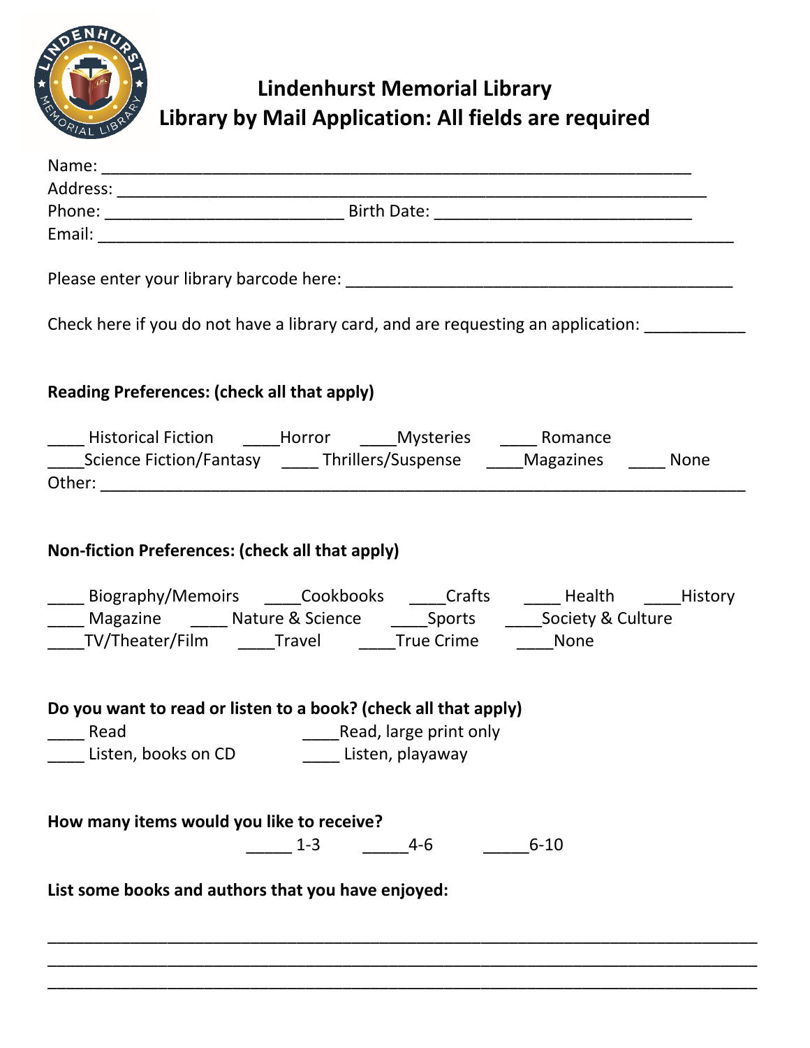# Lindenhurst Memorial Library
## Library by Mail Application: All fields are required

Name: ___________________________________________________________

Address: _________________________________________________________

Phone: _________________________ Birth Date: __________________________

Email: ____________________________________________________________

Please enter your library barcode here: ________________________________________

Check here if you do not have a library card, and are requesting an application: __________

**Reading Preferences: (check all that apply)**

____ Historical Fiction ____Horror ____Mysteries ____ Romance
____Science Fiction/Fantasy ____ Thrillers/Suspense ____Magazines ____ None
Other: ____________________________________________________________

**Non-fiction Preferences: (check all that apply)**

____ Biography/Memoirs ____Cookbooks ____Crafts ____ Health ____History
____ Magazine ____ Nature & Science ____Sports ____Society & Culture
____TV/Theater/Film ____Travel ____True Crime ____None

**Do you want to read or listen to a book? (check all that apply)**

____ Read ____Read, large print only
____ Listen, books on CD ____ Listen, playaway

**How many items would you like to receive?**

_____ 1-3 _____4-6 _____6-10

**List some books and authors that you have enjoyed:**

___________________________________________________________________
___________________________________________________________________
___________________________________________________________________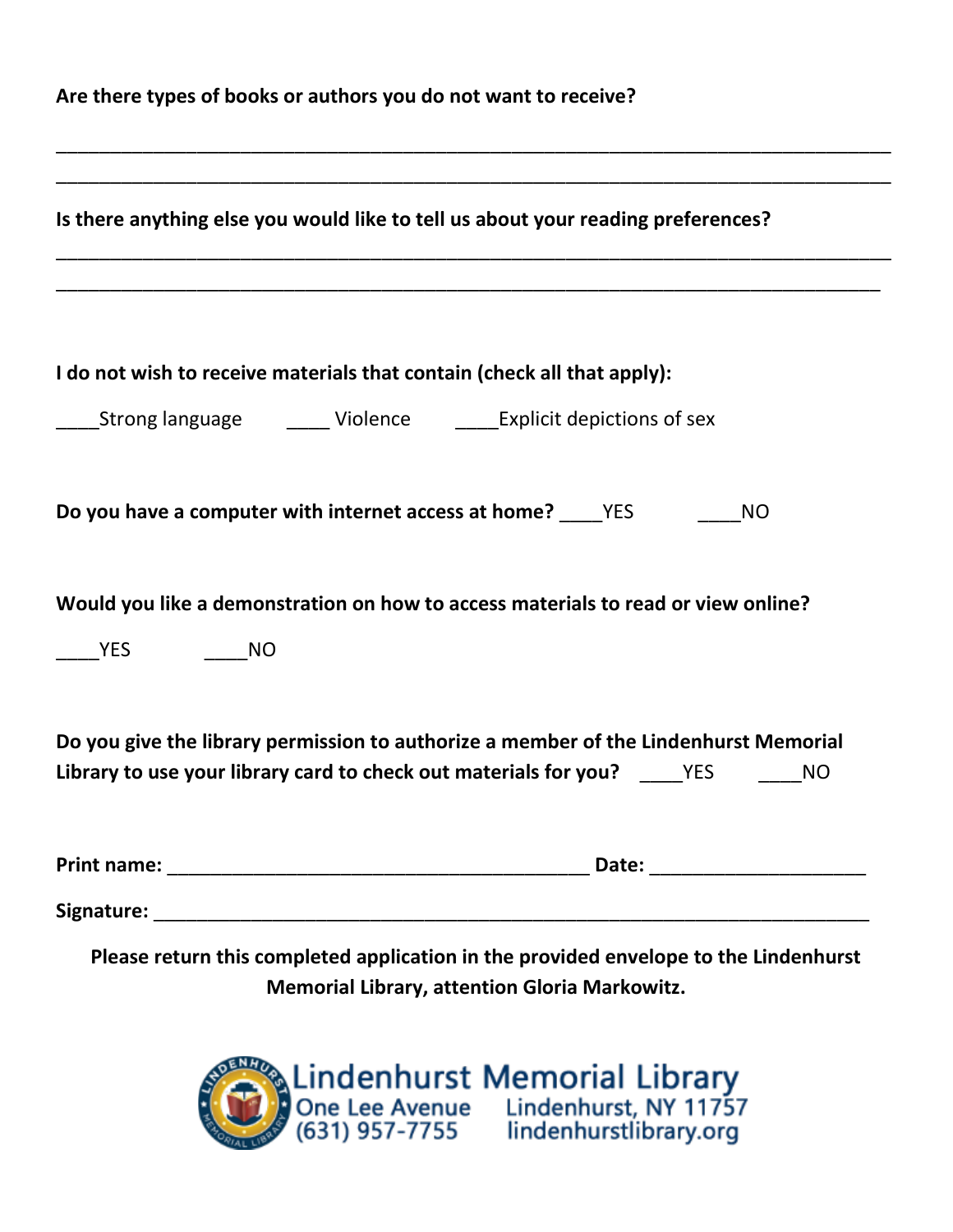**Are there types of books or authors you do not want to receive?**

________________________________________________________________________________

________________________________________________________________________________

**Is there anything else you would like to tell us about your reading preferences?**

________________________________________________________________________________

________________________________________________________________________________

**I do not wish to receive materials that contain (check all that apply):**

____Strong language ____ Violence ____Explicit depictions of sex

**Do you have a computer with internet access at home?** ____YES ____NO

**Would you like a demonstration on how to access materials to read or view online?**

____YES ____NO

**Do you give the library permission to authorize a member of the Lindenhurst Memorial Library to use your library card to check out materials for you?** ____YES ____NO

**Print name:** __________________________________________ **Date:** ______________________

**Signature:** ________________________________________________________________________

**Please return this completed application in the provided envelope to the Lindenhurst Memorial Library, attention Gloria Markowitz.**

Lindenhurst Memorial Library
One Lee Avenue
(631) 957-7755
Lindenhurst, NY 11757
lindenhurstlibrary.org